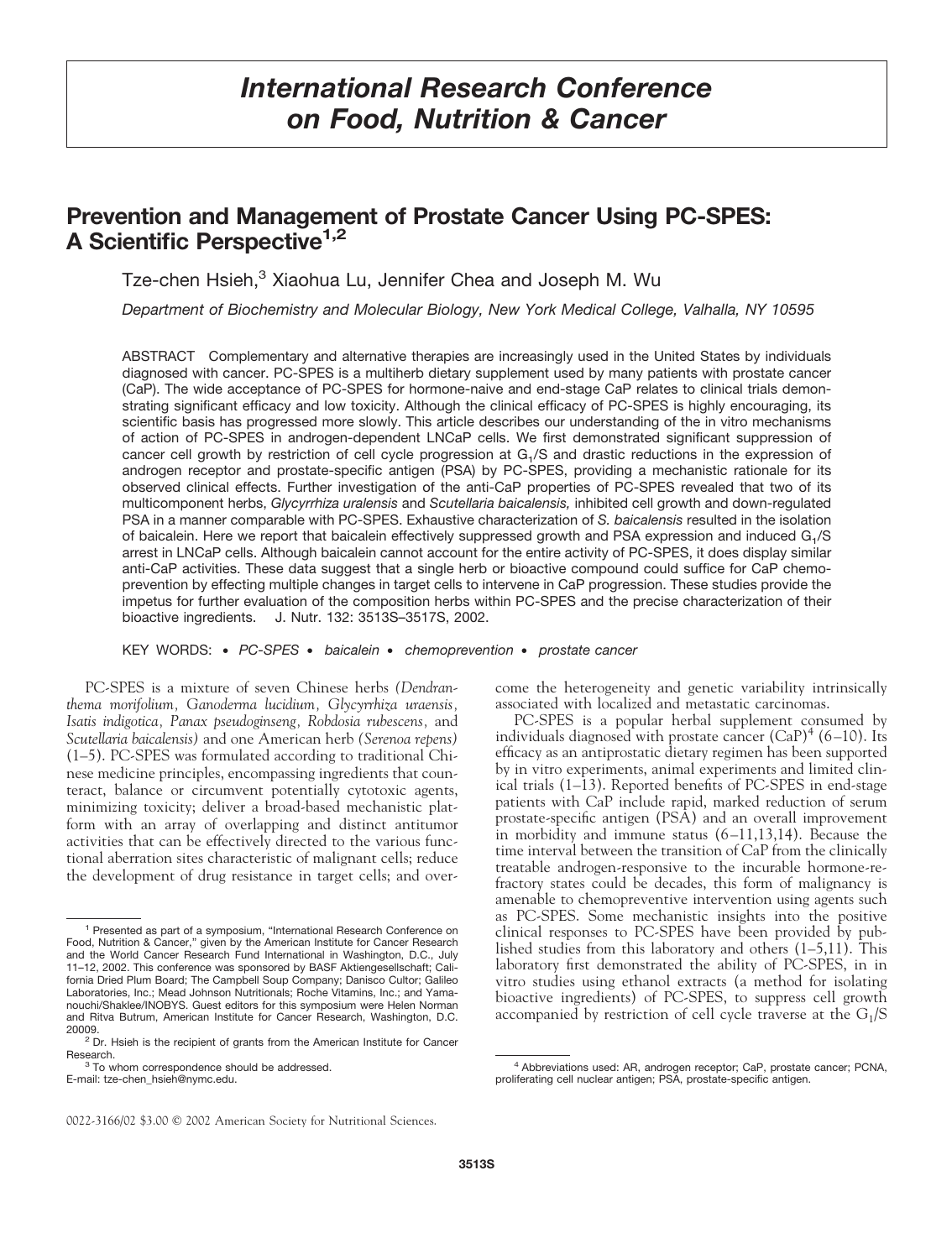# International Research Conference on Food, Nutrition & Cancer

## Prevention and Management of Prostate Cancer Using PC-SPES: A Scientific Perspective[1,2]

Tze-chen Hsieh,[3] Xiaohua Lu, Jennifer Chea and Joseph M. Wu

*Department of Biochemistry and Molecular Biology, New York Medical College, Valhalla, NY 10595*

ABSTRACT Complementary and alternative therapies are increasingly used in the United States by individuals diagnosed with cancer. PC-SPES is a multiherb dietary supplement used by many patients with prostate cancer (CaP). The wide acceptance of PC-SPES for hormone-naive and end-stage CaP relates to clinical trials demonstrating significant efficacy and low toxicity. Although the clinical efficacy of PC-SPES is highly encouraging, its scientific basis has progressed more slowly. This article describes our understanding of the in vitro mechanisms of action of PC-SPES in androgen-dependent LNCaP cells. We first demonstrated significant suppression of cancer cell growth by restriction of cell cycle progression at $G_1$/S and drastic reductions in the expression of androgen receptor and prostate-specific antigen (PSA) by PC-SPES, providing a mechanistic rationale for its observed clinical effects. Further investigation of the anti-CaP properties of PC-SPES revealed that two of its multicomponent herbs, *Glycyrrhiza uralensis* and *Scutellaria baicalensis,* inhibited cell growth and down-regulated PSA in a manner comparable with PC-SPES. Exhaustive characterization of *S. baicalensis* resulted in the isolation of baicalein. Here we report that baicalein effectively suppressed growth and PSA expression and induced $G_1$/S arrest in LNCaP cells. Although baicalein cannot account for the entire activity of PC-SPES, it does display similar anti-CaP activities. These data suggest that a single herb or bioactive compound could suffice for CaP chemoprevention by effecting multiple changes in target cells to intervene in CaP progression. These studies provide the impetus for further evaluation of the composition herbs within PC-SPES and the precise characterization of their bioactive ingredients. J. Nutr. 132: 3513S–3517S, 2002.

KEY WORDS: • *PC-SPES* • *baicalein* • *chemoprevention* • *prostate cancer*

PC-SPES is a mixture of seven Chinese herbs *(Dendranthema morifolium, Ganoderma lucidium, Glycyrrhiza uraensis, Isatis indigotica, Panax pseudoginseng, Robdosia rubescens,* and *Scutellaria baicalensis)* and one American herb *(Serenoa repens)* (1–5). PC-SPES was formulated according to traditional Chinese medicine principles, encompassing ingredients that counteract, balance or circumvent potentially cytotoxic agents, minimizing toxicity; deliver a broad-based mechanistic platform with an array of overlapping and distinct antitumor activities that can be effectively directed to the various functional aberration sites characteristic of malignant cells; reduce the development of drug resistance in target cells; and overcome the heterogeneity and genetic variability intrinsically associated with localized and metastatic carcinomas.

PC-SPES is a popular herbal supplement consumed by individuals diagnosed with prostate cancer (CaP)[4] (6–10). Its efficacy as an antiprostatic dietary regimen has been supported by in vitro experiments, animal experiments and limited clinical trials (1–13). Reported benefits of PC-SPES in end-stage patients with CaP include rapid, marked reduction of serum prostate-specific antigen (PSA) and an overall improvement in morbidity and immune status (6–11,13,14). Because the time interval between the transition of CaP from the clinically treatable androgen-responsive to the incurable hormone-refractory states could be decades, this form of malignancy is amenable to chemopreventive intervention using agents such as PC-SPES. Some mechanistic insights into the positive clinical responses to PC-SPES have been provided by published studies from this laboratory and others (1–5,11). This laboratory first demonstrated the ability of PC-SPES, in vitro studies using ethanol extracts (a method for isolating bioactive ingredients) of PC-SPES, to suppress cell growth accompanied by restriction of cell cycle traverse at the $G_1$/S

---

[1] Presented as part of a symposium, "International Research Conference on Food, Nutrition & Cancer," given by the American Institute for Cancer Research and the World Cancer Research Fund International in Washington, D.C., July 11–12, 2002. This conference was sponsored by BASF Aktiengesellschaft; California Dried Plum Board; The Campbell Soup Company; Danisco Cultor; Galileo Laboratories, Inc.; Mead Johnson Nutritionals; Roche Vitamins, Inc.; and Yamanouchi/Shaklee/INOBYS. Guest editors for this symposium were Helen Norman and Ritva Butrum, American Institute for Cancer Research, Washington, D.C. 20009.

[2] Dr. Hsieh is the recipient of grants from the American Institute for Cancer Research.

[3] To whom correspondence should be addressed. E-mail: tze-chen_hsieh@nymc.edu.

[4] Abbreviations used: AR, androgen receptor; CaP, prostate cancer; PCNA, proliferating cell nuclear antigen; PSA, prostate-specific antigen.

0022-3166/02 $3.00 © 2002 American Society for Nutritional Sciences.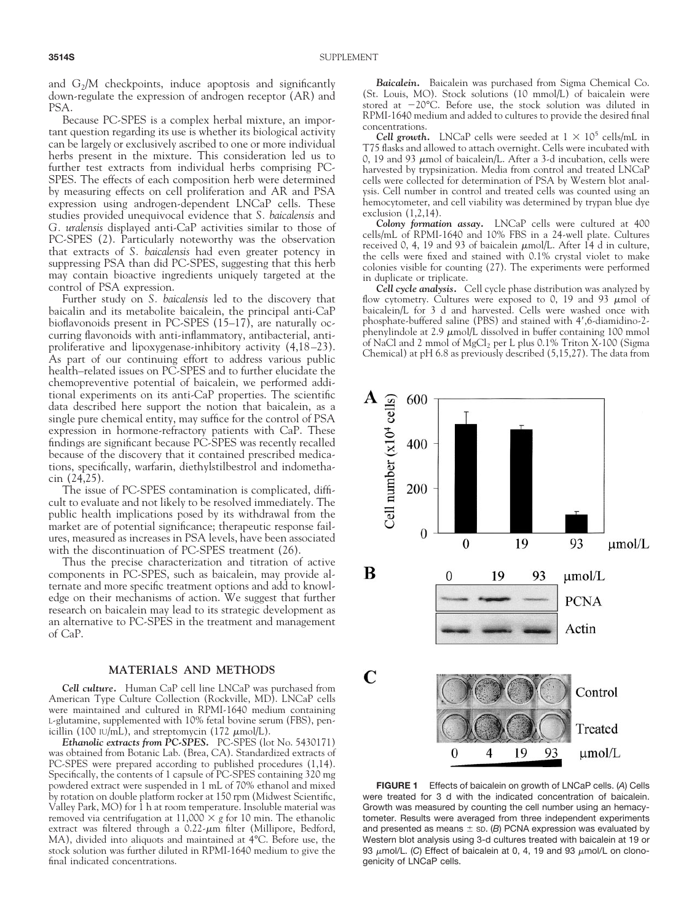and $G_2$/M checkpoints, induce apoptosis and significantly down-regulate the expression of androgen receptor (AR) and PSA.

Because PC-SPES is a complex herbal mixture, an important question regarding its use is whether its biological activity can be largely or exclusively ascribed to one or more individual herbs present in the mixture. This consideration led us to further test extracts from individual herbs comprising PC-SPES. The effects of each composition herb were determined by measuring effects on cell proliferation and AR and PSA expression using androgen-dependent LNCaP cells. These studies provided unequivocal evidence that *S. baicalensis* and *G. uralensis* displayed anti-CaP activities similar to those of PC-SPES (2). Particularly noteworthy was the observation that extracts of *S. baicalensis* had even greater potency in suppressing PSA than did PC-SPES, suggesting that this herb may contain bioactive ingredients uniquely targeted at the control of PSA expression.

Further study on *S. baicalensis* led to the discovery that baicalin and its metabolite baicalein, the principal anti-CaP bioflavonoids present in PC-SPES (15–17), are naturally occurring flavonoids with anti-inflammatory, antibacterial, antiproliferative and lipoxygenase-inhibitory activity (4,18–23). As part of our continuing effort to address various public health–related issues on PC-SPES and to further elucidate the chemopreventive potential of baicalein, we performed additional experiments on its anti-CaP properties. The scientific data described here support the notion that baicalein, as a single pure chemical entity, may suffice for the control of PSA expression in hormone-refractory patients with CaP. These findings are significant because PC-SPES was recently recalled because of the discovery that it contained prescribed medications, specifically, warfarin, diethylstilbestrol and indomethacin (24,25).

The issue of PC-SPES contamination is complicated, difficult to evaluate and not likely to be resolved immediately. The public health implications posed by its withdrawal from the market are of potential significance; therapeutic response failures, measured as increases in PSA levels, have been associated with the discontinuation of PC-SPES treatment (26).

Thus the precise characterization and titration of active components in PC-SPES, such as baicalein, may provide alternate and more specific treatment options and add to knowledge on their mechanisms of action. We suggest that further research on baicalein may lead to its strategic development as an alternative to PC-SPES in the treatment and management of CaP.

## MATERIALS AND METHODS

***Cell culture.*** Human CaP cell line LNCaP was purchased from American Type Culture Collection (Rockville, MD). LNCaP cells were maintained and cultured in RPMI-1640 medium containing L-glutamine, supplemented with 10% fetal bovine serum (FBS), penicillin (100 IU/mL), and streptomycin (172 μmol/L).

***Ethanolic extracts from PC-SPES.*** PC-SPES (lot No. 5430171) was obtained from Botanic Lab. (Brea, CA). Standardized extracts of PC-SPES were prepared according to published procedures (1,14). Specifically, the contents of 1 capsule of PC-SPES containing 320 mg powdered extract were suspended in 1 mL of 70% ethanol and mixed by rotation on double platform rocker at 150 rpm (Midwest Scientific, Valley Park, MO) for 1 h at room temperature. Insoluble material was removed via centrifugation at 11,000 × *g* for 10 min. The ethanolic extract was filtered through a 0.22-μm filter (Millipore, Bedford, MA), divided into aliquots and maintained at 4°C. Before use, the stock solution was further diluted in RPMI-1640 medium to give the final indicated concentrations.

***Baicalein.*** Baicalein was purchased from Sigma Chemical Co. (St. Louis, MO). Stock solutions (10 mmol/L) of baicalein were stored at −20°C. Before use, the stock solution was diluted in RPMI-1640 medium and added to cultures to provide the desired final concentrations.

***Cell growth.*** LNCaP cells were seeded at $1 \times 10^5$ cells/mL in T75 flasks and allowed to attach overnight. Cells were incubated with 0, 19 and 93 μmol of baicalein/L. After a 3-d incubation, cells were harvested by trypsinization. Media from control and treated LNCaP cells were collected for determination of PSA by Western blot analysis. Cell number in control and treated cells was counted using an hemocytometer, and cell viability was determined by trypan blue dye exclusion (1,2,14).

***Colony formation assay.*** LNCaP cells were cultured at 400 cells/mL of RPMI-1640 and 10% FBS in a 24-well plate. Cultures received 0, 4, 19 and 93 of baicalein μmol/L. After 14 d in culture, the cells were fixed and stained with 0.1% crystal violet to make colonies visible for counting (27). The experiments were performed in duplicate or triplicate.

***Cell cycle analysis.*** Cell cycle phase distribution was analyzed by flow cytometry. Cultures were exposed to 0, 19 and 93 μmol of baicalein/L for 3 d and harvested. Cells were washed once with phosphate-buffered saline (PBS) and stained with 4′,6-diamidino-2-phenylindole at 2.9 μmol/L dissolved in buffer containing 100 mmol of NaCl and 2 mmol of $MgCl_2$ per L plus 0.1% Triton X-100 (Sigma Chemical) at pH 6.8 as previously described (5,15,27). The data from

**FIGURE 1** Effects of baicalein on growth of LNCaP cells. (*A*) Cells were treated for 3 d with the indicated concentration of baicalein. Growth was measured by counting the cell number using an hemacytometer. Results were averaged from three independent experiments and presented as means ± SD. (*B*) PCNA expression was evaluated by Western blot analysis using 3-d cultures treated with baicalein at 19 or 93 μmol/L. (*C*) Effect of baicalein at 0, 4, 19 and 93 μmol/L on clonogenicity of LNCaP cells.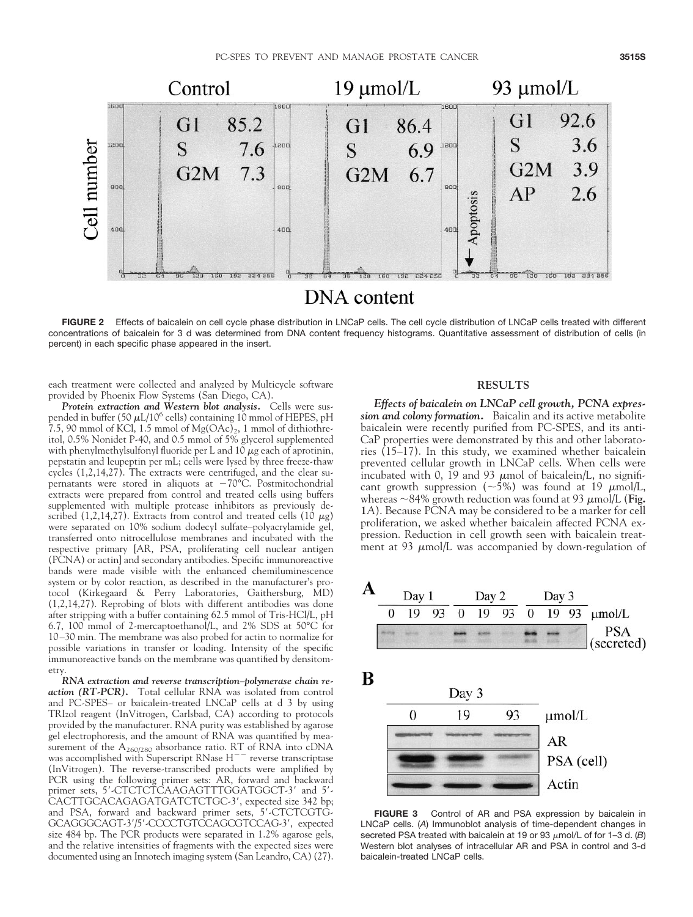**FIGURE 2** Effects of baicalein on cell cycle phase distribution in LNCaP cells. The cell cycle distribution of LNCaP cells treated with different concentrations of baicalein for 3 d was determined from DNA content frequency histograms. Quantitative assessment of distribution of cells (in percent) in each specific phase appeared in the insert.

each treatment were collected and analyzed by Multicycle software provided by Phoenix Flow Systems (San Diego, CA).

***Protein extraction and Western blot analysis.*** Cells were suspended in buffer (50 μL/$10^6$ cells) containing 10 mmol of HEPES, pH 7.5, 90 mmol of KCl, 1.5 mmol of $Mg(OAc)_2$, 1 mmol of dithiothreitol, 0.5% Nonidet P-40, and 0.5 mmol of 5% glycerol supplemented with phenylmethylsulfonyl fluoride per L and 10 μg each of aprotinin, pepstatin and leupeptin per mL; cells were lysed by three freeze-thaw cycles (1,2,14,27). The extracts were centrifuged, and the clear supernatants were stored in aliquots at −70°C. Postmitochondrial extracts were prepared from control and treated cells using buffers supplemented with multiple protease inhibitors as previously described (1,2,14,27). Extracts from control and treated cells (10 μg) were separated on 10% sodium dodecyl sulfate–polyacrylamide gel, transferred onto nitrocellulose membranes and incubated with the respective primary [AR, PSA, proliferating cell nuclear antigen (PCNA) or actin] and secondary antibodies. Specific immunoreactive bands were made visible with the enhanced chemiluminescence system or by color reaction, as described in the manufacturer's protocol (Kirkegaard & Perry Laboratories, Gaithersburg, MD) (1,2,14,27). Reprobing of blots with different antibodies was done after stripping with a buffer containing 62.5 mmol of Tris-HCl/L, pH 6.7, 100 mmol of 2-mercaptoethanol/L, and 2% SDS at 50°C for 10–30 min. The membrane was also probed for actin to normalize for possible variations in transfer or loading. Intensity of the specific immunoreactive bands on the membrane was quantified by densitometry.

***RNA extraction and reverse transcription–polymerase chain reaction (RT-PCR).*** Total cellular RNA was isolated from control and PC-SPES– or baicalein-treated LNCaP cells at d 3 by using TRIzol reagent (InVitrogen, Carlsbad, CA) according to protocols provided by the manufacturer. RNA purity was established by agarose gel electrophoresis, and the amount of RNA was quantified by measurement of the $A_{260/280}$ absorbance ratio. RT of RNA into cDNA was accomplished with Superscript RNase $H^{--}$ reverse transcriptase (InVitrogen). The reverse-transcribed products were amplified by PCR using the following primer sets: AR, forward and backward primer sets, 5′-CTCTCTCAAGAGTTTGGATGGCT-3′ and 5′-CACTTGCACAGAGATGATCTCTGC-3′, expected size 342 bp; and PSA, forward and backward primer sets, 5′-CTCTCGTGGCAGGGCAGT-3′/5′-CCCCTGTCCAGCGTCCAG-3′, expected size 484 bp. The PCR products were separated in 1.2% agarose gels, and the relative intensities of fragments with the expected sizes were documented using an Innotech imaging system (San Leandro, CA) (27).

## RESULTS

***Effects of baicalein on LNCaP cell growth, PCNA expression and colony formation.*** Baicalin and its active metabolite baicalein were recently purified from PC-SPES, and its anti-CaP properties were demonstrated by this and other laboratories (15–17). In this study, we examined whether baicalein prevented cellular growth in LNCaP cells. When cells were incubated with 0, 19 and 93 μmol of baicalein/L, no significant growth suppression (~5%) was found at 19 μmol/L, whereas ~84% growth reduction was found at 93 μmol/L (**Fig. 1**A). Because PCNA may be considered to be a marker for cell proliferation, we asked whether baicalein affected PCNA expression. Reduction in cell growth seen with baicalein treatment at 93 μmol/L was accompanied by down-regulation of

**FIGURE 3** Control of AR and PSA expression by baicalein in LNCaP cells. (*A*) Immunoblot analysis of time-dependent changes in secreted PSA treated with baicalein at 19 or 93 μmol/L of for 1–3 d. (*B*) Western blot analyses of intracellular AR and PSA in control and 3-d baicalein-treated LNCaP cells.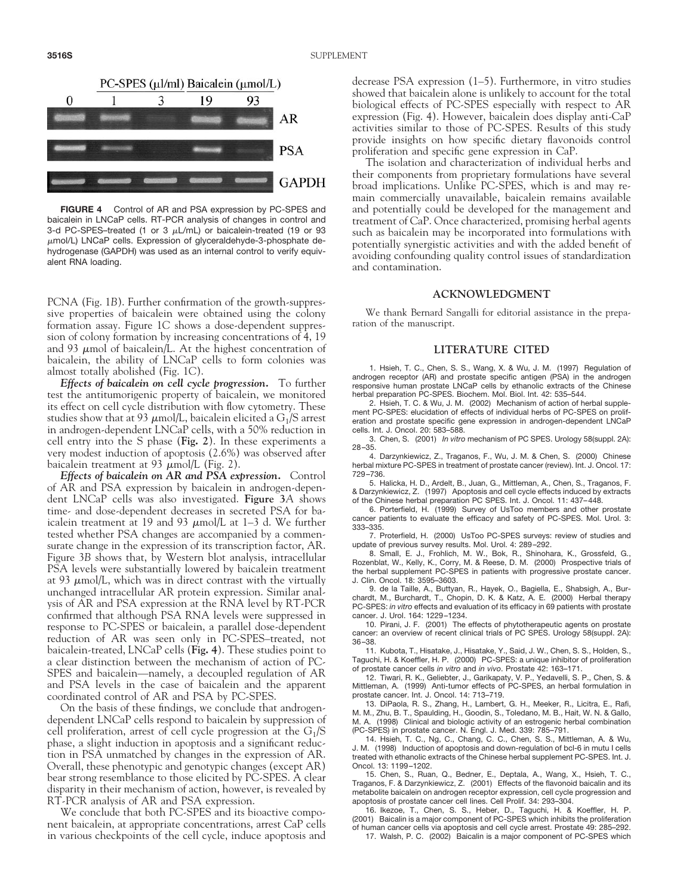PC-SPES (μl/ml) Baicalein (μmol/L)

0 1 3 19 93

AR

PSA

GAPDH

**FIGURE 4** Control of AR and PSA expression by PC-SPES and baicalein in LNCaP cells. RT-PCR analysis of changes in control and 3-d PC-SPES–treated (1 or 3 μL/mL) or baicalein-treated (19 or 93 μmol/L) LNCaP cells. Expression of glyceraldehyde-3-phosphate dehydrogenase (GAPDH) was used as an internal control to verify equivalent RNA loading.

PCNA (Fig. 1*B*). Further confirmation of the growth-suppressive properties of baicalein were obtained using the colony formation assay. Figure 1C shows a dose-dependent suppression of colony formation by increasing concentrations of 4, 19 and 93 μmol of baicalein/L. At the highest concentration of baicalein, the ability of LNCaP cells to form colonies was almost totally abolished (Fig. 1C).

***Effects of baicalein on cell cycle progression.*** To further test the antitumorigenic property of baicalein, we monitored its effect on cell cycle distribution with flow cytometry. These studies show that at 93 μmol/L, baicalein elicited a $G_1$/S arrest in androgen-dependent LNCaP cells, with a 50% reduction in cell entry into the S phase (**Fig. 2**). In these experiments a very modest induction of apoptosis (2.6%) was observed after baicalein treatment at 93 μmol/L (Fig. 2).

***Effects of baicalein on AR and PSA expression.*** Control of AR and PSA expression by baicalein in androgen-dependent LNCaP cells was also investigated. **Figure 3**A shows time- and dose-dependent decreases in secreted PSA for baicalein treatment at 19 and 93 μmol/L at 1–3 d. We further tested whether PSA changes are accompanied by a commensurate change in the expression of its transcription factor, AR. Figure 3*B* shows that, by Western blot analysis, intracellular PSA levels were substantially lowered by baicalein treatment at 93 μmol/L, which was in direct contrast with the virtually unchanged intracellular AR protein expression. Similar analysis of AR and PSA expression at the RNA level by RT-PCR confirmed that although PSA RNA levels were suppressed in response to PC-SPES or baicalein, a parallel dose-dependent reduction of AR was seen only in PC-SPES–treated, not baicalein-treated, LNCaP cells (**Fig. 4**). These studies point to a clear distinction between the mechanism of action of PC-SPES and baicalein—namely, a decoupled regulation of AR and PSA levels in the case of baicalein and the apparent coordinated control of AR and PSA by PC-SPES.

On the basis of these findings, we conclude that androgen-dependent LNCaP cells respond to baicalein by suppression of cell proliferation, arrest of cell cycle progression at the $G_1$/S phase, a slight induction in apoptosis and a significant reduction in PSA unmatched by changes in the expression of AR. Overall, these phenotypic and genotypic changes (except AR) bear strong resemblance to those elicited by PC-SPES. A clear disparity in their mechanism of action, however, is revealed by RT-PCR analysis of AR and PSA expression.

We conclude that both PC-SPES and its bioactive component baicalein, at appropriate concentrations, arrest CaP cells in various checkpoints of the cell cycle, induce apoptosis and decrease PSA expression (1–5). Furthermore, in vitro studies showed that baicalein alone is unlikely to account for the total biological effects of PC-SPES especially with respect to AR expression (Fig. 4). However, baicalein does display anti-CaP activities similar to those of PC-SPES. Results of this study provide insights on how specific dietary flavonoids control proliferation and specific gene expression in CaP.

The isolation and characterization of individual herbs and their components from proprietary formulations have several broad implications. Unlike PC-SPES, which is and may remain commercially unavailable, baicalein remains available and potentially could be developed for the management and treatment of CaP. Once characterized, promising herbal agents such as baicalein may be incorporated into formulations with potentially synergistic activities and with the added benefit of avoiding confounding quality control issues of standardization and contamination.

## ACKNOWLEDGMENT

We thank Bernard Sangalli for editorial assistance in the preparation of the manuscript.

## LITERATURE CITED

1. Hsieh, T. C., Chen, S. S., Wang, X. & Wu, J. M. (1997) Regulation of androgen receptor (AR) and prostate specific antigen (PSA) in the androgen responsive human prostate LNCaP cells by ethanolic extracts of the Chinese herbal preparation PC-SPES. Biochem. Mol. Biol. Int. 42: 535–544.
2. Hsieh, T. C. & Wu, J. M. (2002) Mechanism of action of herbal supplement PC-SPES: elucidation of effects of individual herbs of PC-SPES on proliferation and prostate specific gene expression in androgen-dependent LNCaP cells. Int. J. Oncol. 20: 583–588.
3. Chen, S. (2001) *In vitro* mechanism of PC SPES. Urology 58(suppl. 2A): 28–35.
4. Darzynkiewicz, Z., Traganos, F., Wu, J. M. & Chen, S. (2000) Chinese herbal mixture PC-SPES in treatment of prostate cancer (review). Int. J. Oncol. 17: 729–736.
5. Halicka, H. D., Ardelt, B., Juan, G., Mittleman, A., Chen, S., Traganos, F. & Darzynkiewicz, Z. (1997) Apoptosis and cell cycle effects induced by extracts of the Chinese herbal preparation PC SPES. Int. J. Oncol. 11: 437–448.
6. Porterfield, H. (1999) Survey of UsToo members and other prostate cancer patients to evaluate the efficacy and safety of PC-SPES. Mol. Urol. 3: 333–335.
7. Proterfield, H. (2000) UsToo PC-SPES surveys: review of studies and update of previous survey results. Mol. Urol. 4: 289–292.
8. Small, E. J., Frohlich, M. W., Bok, R., Shinohara, K., Grossfeld, G., Rozenblat, W., Kelly, K., Corry, M. & Reese, D. M. (2000) Prospective trials of the herbal supplement PC-SPES in patients with progressive prostate cancer. J. Clin. Oncol. 18: 3595–3603.
9. de la Taille, A., Buttyan, R., Hayek, O., Bagiella, E., Shabsigh, A., Burchardt, M., Burchardt, T., Chopin, D. K. & Katz, A. E. (2000) Herbal therapy PC-SPES: *in vitro* effects and evaluation of its efficacy in 69 patients with prostate cancer. J. Urol. 164: 1229–1234.
10. Pirani, J. F. (2001) The effects of phytotherapeutic agents on prostate cancer: an overview of recent clinical trials of PC SPES. Urology 58(suppl. 2A): 36–38.
11. Kubota, T., Hisatake, J., Hisatake, Y., Said, J. W., Chen, S. S., Holden, S., Taguchi, H. & Koeffler, H. P. (2000) PC-SPES: a unique inhibitor of proliferation of prostate cancer cells *in vitro* and *in vivo*. Prostate 42: 163–171.
12. Tiwari, R. K., Geliebter, J., Garikapaty, V. P., Yedavelli, S. P., Chen, S. & Mittleman, A. (1999) Anti-tumor effects of PC-SPES, an herbal formulation in prostate cancer. Int. J. Oncol. 14: 713–719.
13. DiPaola, R. S., Zhang, H., Lambert, G. H., Meeker, R., Licitra, E., Rafi, M. M., Zhu, B. T., Spaulding, H., Goodin, S., Toledano, M. B., Hait, W. N. & Gallo, M. A. (1998) Clinical and biologic activity of an estrogenic herbal combination (PC-SPES) in prostate cancer. N. Engl. J. Med. 339: 785–791.
14. Hsieh, T. C., Ng, C., Chang, C. C., Chen, S. S., Mittleman, A. & Wu, J. M. (1998) Induction of apoptosis and down-regulation of bcl-6 in mutu I cells treated with ethanolic extracts of the Chinese herbal supplement PC-SPES. Int. J. Oncol. 13: 1199–1202.
15. Chen, S., Ruan, Q., Bedner, E., Deptala, A., Wang, X., Hsieh, T. C., Traganos, F. & Darzynkiewicz, Z. (2001) Effects of the flavonoid baicalin and its metabolite baicalein on androgen receptor expression, cell cycle progression and apoptosis of prostate cancer cell lines. Cell Prolif. 34: 293–304.
16. Ikezoe, T., Chen, S. S., Heber, D., Taguchi, H. & Koeffler, H. P. (2001) Baicalin is a major component of PC-SPES which inhibits the proliferation of human cancer cells via apoptosis and cell cycle arrest. Prostate 49: 285–292.
17. Walsh, P. C. (2002) Baicalin is a major component of PC-SPES which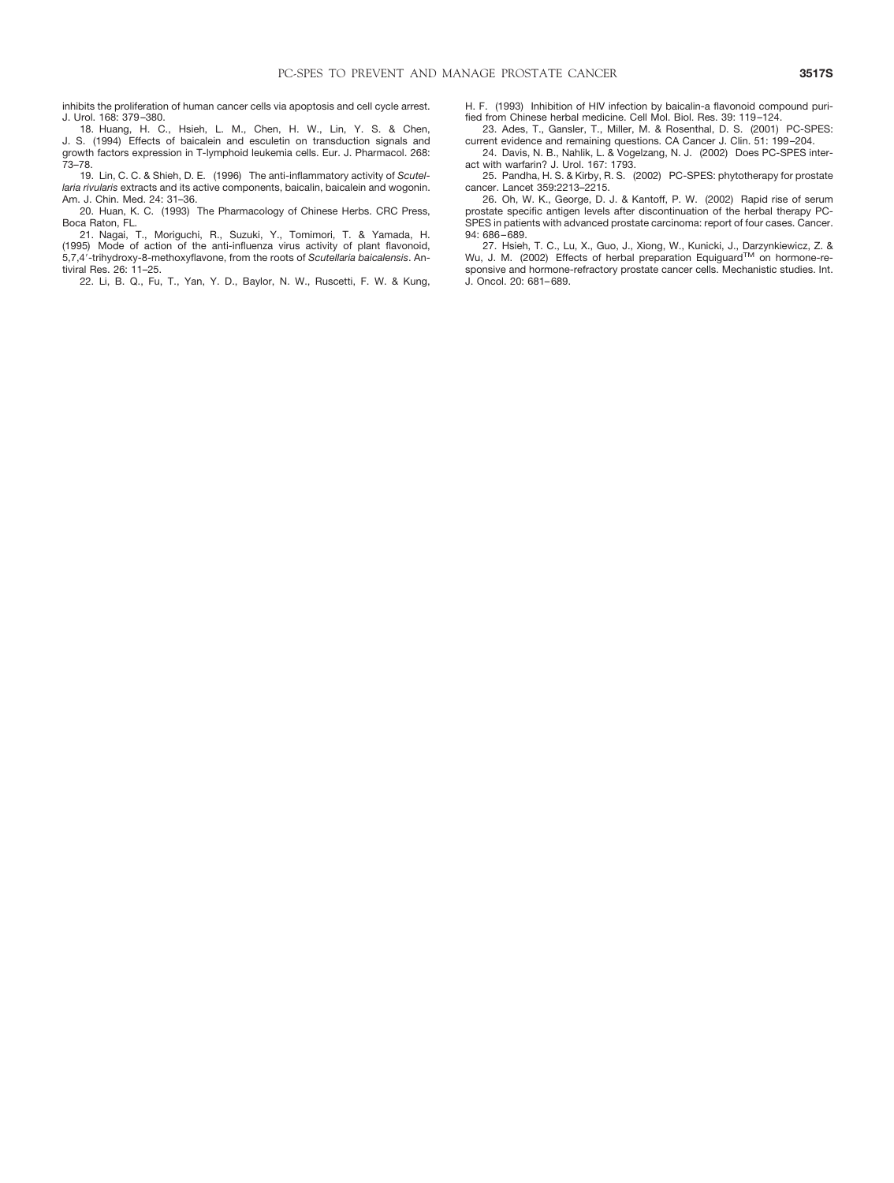inhibits the proliferation of human cancer cells via apoptosis and cell cycle arrest. J. Urol. 168: 379–380.

18. Huang, H. C., Hsieh, L. M., Chen, H. W., Lin, Y. S. & Chen, J. S. (1994) Effects of baicalein and esculetin on transduction signals and growth factors expression in T-lymphoid leukemia cells. Eur. J. Pharmacol. 268: 73–78.

19. Lin, C. C. & Shieh, D. E. (1996) The anti-inflammatory activity of *Scutellaria rivularis* extracts and its active components, baicalin, baicalein and wogonin. Am. J. Chin. Med. 24: 31–36.

20. Huan, K. C. (1993) The Pharmacology of Chinese Herbs. CRC Press, Boca Raton, FL.

21. Nagai, T., Moriguchi, R., Suzuki, Y., Tomimori, T. & Yamada, H. (1995) Mode of action of the anti-influenza virus activity of plant flavonoid, 5,7,4′-trihydroxy-8-methoxyflavone, from the roots of *Scutellaria baicalensis*. Antiviral Res. 26: 11–25.

22. Li, B. Q., Fu, T., Yan, Y. D., Baylor, N. W., Ruscetti, F. W. & Kung, H. F. (1993) Inhibition of HIV infection by baicalin-a flavonoid compound purified from Chinese herbal medicine. Cell Mol. Biol. Res. 39: 119–124.

23. Ades, T., Gansler, T., Miller, M. & Rosenthal, D. S. (2001) PC-SPES: current evidence and remaining questions. CA Cancer J. Clin. 51: 199–204.

24. Davis, N. B., Nahlik, L. & Vogelzang, N. J. (2002) Does PC-SPES interact with warfarin? J. Urol. 167: 1793.

25. Pandha, H. S. & Kirby, R. S. (2002) PC-SPES: phytotherapy for prostate cancer. Lancet 359:2213–2215.

26. Oh, W. K., George, D. J. & Kantoff, P. W. (2002) Rapid rise of serum prostate specific antigen levels after discontinuation of the herbal therapy PC-SPES in patients with advanced prostate carcinoma: report of four cases. Cancer. 94: 686–689.

27. Hsieh, T. C., Lu, X., Guo, J., Xiong, W., Kunicki, J., Darzynkiewicz, Z. & Wu, J. M. (2002) Effects of herbal preparation Equiguard™ on hormone-responsive and hormone-refractory prostate cancer cells. Mechanistic studies. Int. J. Oncol. 20: 681–689.